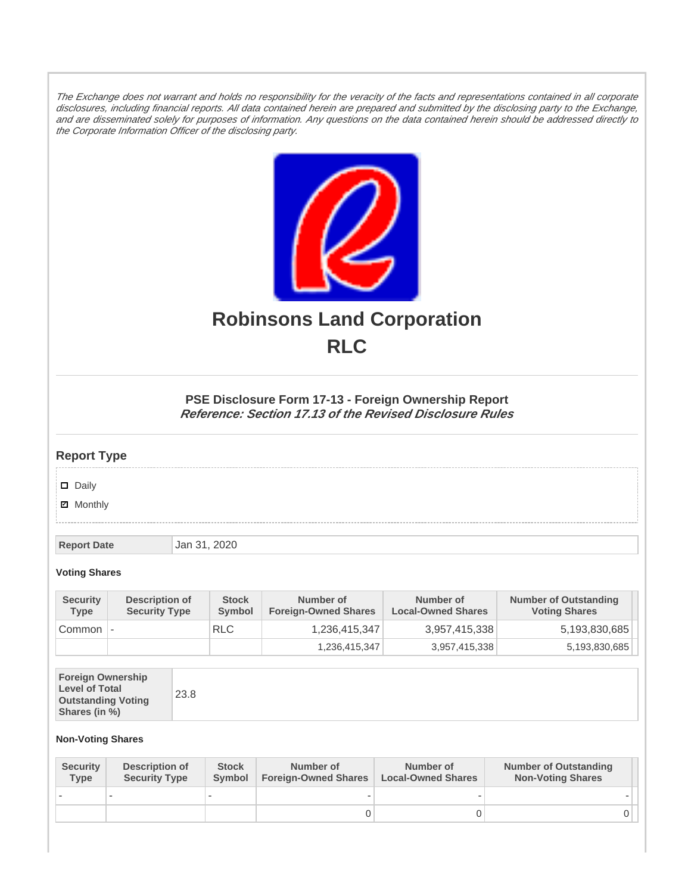*The Exchange does not warrant and holds no responsibility for the veracity of the facts and representations contained in all corporate disclosures, including financial reports. All data contained herein are prepared and submitted by the disclosing party to the Exchange, and are disseminated solely for purposes of information. Any questions on the data contained herein should be addressed directly to the Corporate Information Officer of the disclosing party.*

# Robinsons Land Corporation

# RLC

### PSE Disclosure Form 17-13 - Foreign Ownership Report

***Reference: Section 17.13 of the Revised Disclosure Rules***

## Report Type

- ☐ Daily
- ☑ Monthly

| Report Date | Jan 31, 2020 |
|---|---|

**Voting Shares**

| Security Type | Description of Security Type | Stock Symbol | Number of Foreign-Owned Shares | Number of Local-Owned Shares | Number of Outstanding Voting Shares |
|---|---|---|---|---|---|
| Common | - | RLC | 1,236,415,347 | 3,957,415,338 | 5,193,830,685 |
| | | | 1,236,415,347 | 3,957,415,338 | 5,193,830,685 |

| Foreign Ownership Level of Total Outstanding Voting Shares (in %) | 23.8 |
|---|---|

**Non-Voting Shares**

| Security Type | Description of Security Type | Stock Symbol | Number of Foreign-Owned Shares | Number of Local-Owned Shares | Number of Outstanding Non-Voting Shares |
|---|---|---|---|---|---|
| - | - | - | - | - | - |
| | | | 0 | 0 | 0 |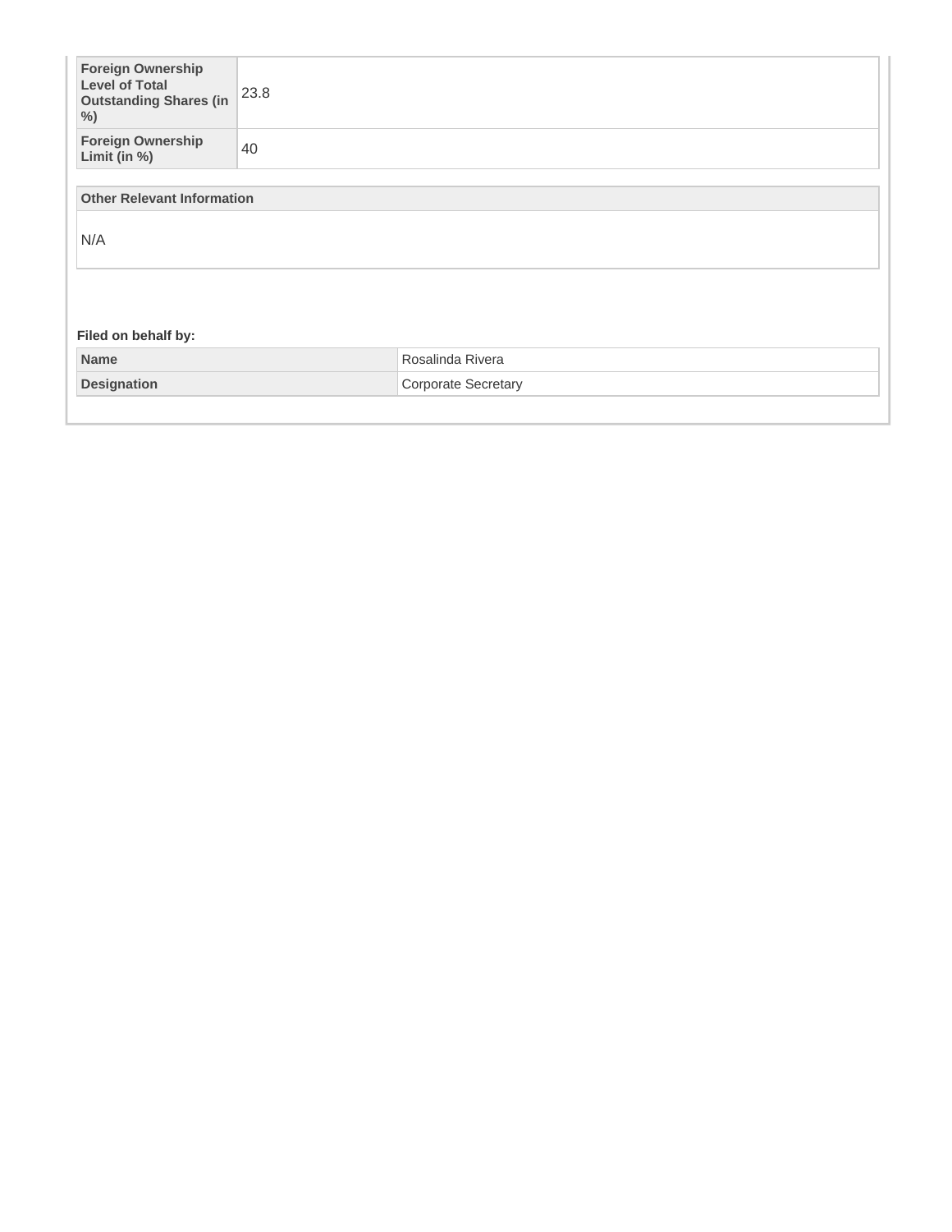| | |
|---|---|
| **Foreign Ownership Level of Total Outstanding Shares (in %)** | 23.8 |
| **Foreign Ownership Limit (in %)** | 40 |

| **Other Relevant Information** |
|---|
| N/A |

**Filed on behalf by:**

| | |
|---|---|
| **Name** | Rosalinda Rivera |
| **Designation** | Corporate Secretary |